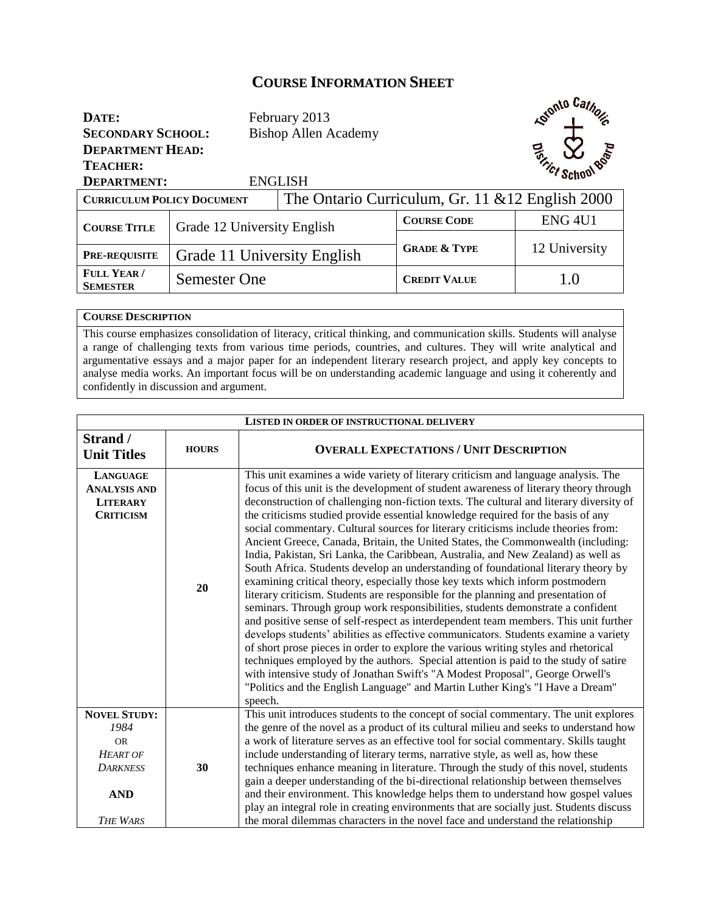# COURSE INFORMATION SHEET

**DATE:** February 2013
**SECONDARY SCHOOL:** Bishop Allen Academy
**DEPARTMENT HEAD:**
**TEACHER:**
**DEPARTMENT:** ENGLISH

| **CURRICULUM POLICY DOCUMENT** | The Ontario Curriculum, Gr. 11 &12 English 2000 | | |
|---|---|---|---|
| **COURSE TITLE** | Grade 12 University English | **COURSE CODE** | ENG 4U1 |
| **PRE-REQUISITE** | Grade 11 University English | **GRADE & TYPE** | 12 University |
| **FULL YEAR / SEMESTER** | Semester One | **CREDIT VALUE** | 1.0 |

**COURSE DESCRIPTION**

This course emphasizes consolidation of literacy, critical thinking, and communication skills. Students will analyse a range of challenging texts from various time periods, countries, and cultures. They will write analytical and argumentative essays and a major paper for an independent literary research project, and apply key concepts to analyse media works. An important focus will be on understanding academic language and using it coherently and confidently in discussion and argument.

| **LISTED IN ORDER OF INSTRUCTIONAL DELIVERY** | | |
|---|---|---|
| **Strand / Unit Titles** | **HOURS** | **OVERALL EXPECTATIONS / UNIT DESCRIPTION** |
| **LANGUAGE ANALYSIS AND LITERARY CRITICISM** | **20** | This unit examines a wide variety of literary criticism and language analysis. The focus of this unit is the development of student awareness of literary theory through deconstruction of challenging non-fiction texts. The cultural and literary diversity of the criticisms studied provide essential knowledge required for the basis of any social commentary. Cultural sources for literary criticisms include theories from: Ancient Greece, Canada, Britain, the United States, the Commonwealth (including: India, Pakistan, Sri Lanka, the Caribbean, Australia, and New Zealand) as well as South Africa. Students develop an understanding of foundational literary theory by examining critical theory, especially those key texts which inform postmodern literary criticism. Students are responsible for the planning and presentation of seminars. Through group work responsibilities, students demonstrate a confident and positive sense of self-respect as interdependent team members. This unit further develops students' abilities as effective communicators. Students examine a variety of short prose pieces in order to explore the various writing styles and rhetorical techniques employed by the authors. Special attention is paid to the study of satire with intensive study of Jonathan Swift's "A Modest Proposal", George Orwell's "Politics and the English Language" and Martin Luther King's "I Have a Dream" speech. |
| **NOVEL STUDY:** *1984* OR *HEART OF DARKNESS* **AND** *THE WARS* | **30** | This unit introduces students to the concept of social commentary. The unit explores the genre of the novel as a product of its cultural milieu and seeks to understand how a work of literature serves as an effective tool for social commentary. Skills taught include understanding of literary terms, narrative style, as well as, how these techniques enhance meaning in literature. Through the study of this novel, students gain a deeper understanding of the bi-directional relationship between themselves and their environment. This knowledge helps them to understand how gospel values play an integral role in creating environments that are socially just. Students discuss the moral dilemmas characters in the novel face and understand the relationship |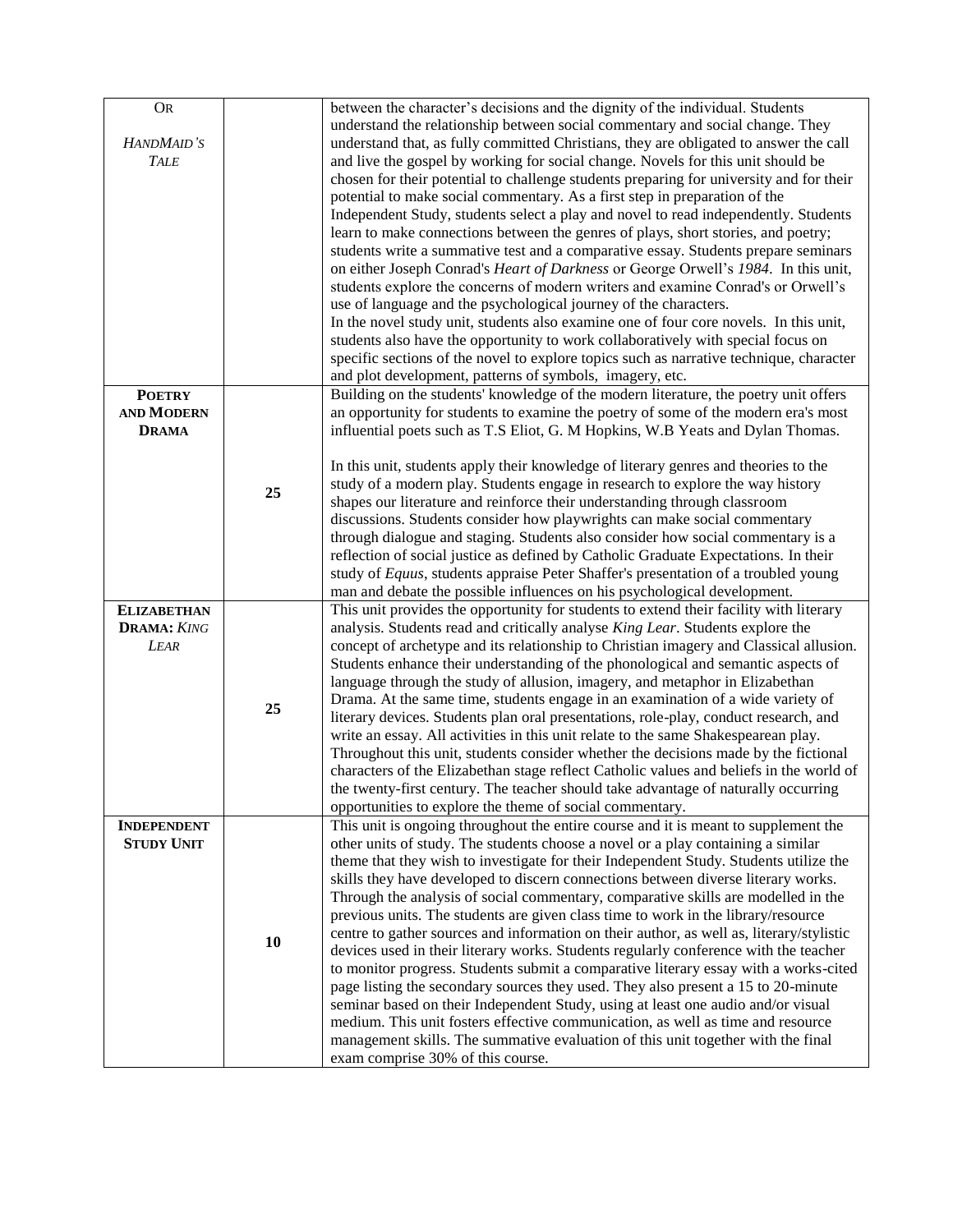| | | |
|---|---|---|
| OR<br><br>*HANDMAID'S TALE* | | between the character's decisions and the dignity of the individual. Students understand the relationship between social commentary and social change. They understand that, as fully committed Christians, they are obligated to answer the call and live the gospel by working for social change. Novels for this unit should be chosen for their potential to challenge students preparing for university and for their potential to make social commentary. As a first step in preparation of the Independent Study, students select a play and novel to read independently. Students learn to make connections between the genres of plays, short stories, and poetry; students write a summative test and a comparative essay. Students prepare seminars on either Joseph Conrad's *Heart of Darkness* or George Orwell's *1984*. In this unit, students explore the concerns of modern writers and examine Conrad's or Orwell's use of language and the psychological journey of the characters.<br>In the novel study unit, students also examine one of four core novels. In this unit, students also have the opportunity to work collaboratively with special focus on specific sections of the novel to explore topics such as narrative technique, character and plot development, patterns of symbols, imagery, etc. |
| **POETRY AND MODERN DRAMA** | **25** | Building on the students' knowledge of the modern literature, the poetry unit offers an opportunity for students to examine the poetry of some of the modern era's most influential poets such as T.S Eliot, G. M Hopkins, W.B Yeats and Dylan Thomas.<br><br>In this unit, students apply their knowledge of literary genres and theories to the study of a modern play. Students engage in research to explore the way history shapes our literature and reinforce their understanding through classroom discussions. Students consider how playwrights can make social commentary through dialogue and staging. Students also consider how social commentary is a reflection of social justice as defined by Catholic Graduate Expectations. In their study of *Equus*, students appraise Peter Shaffer's presentation of a troubled young man and debate the possible influences on his psychological development. |
| **ELIZABETHAN DRAMA:** *KING LEAR* | **25** | This unit provides the opportunity for students to extend their facility with literary analysis. Students read and critically analyse *King Lear*. Students explore the concept of archetype and its relationship to Christian imagery and Classical allusion. Students enhance their understanding of the phonological and semantic aspects of language through the study of allusion, imagery, and metaphor in Elizabethan Drama. At the same time, students engage in an examination of a wide variety of literary devices. Students plan oral presentations, role-play, conduct research, and write an essay. All activities in this unit relate to the same Shakespearean play. Throughout this unit, students consider whether the decisions made by the fictional characters of the Elizabethan stage reflect Catholic values and beliefs in the world of the twenty-first century. The teacher should take advantage of naturally occurring opportunities to explore the theme of social commentary. |
| **INDEPENDENT STUDY UNIT** | **10** | This unit is ongoing throughout the entire course and it is meant to supplement the other units of study. The students choose a novel or a play containing a similar theme that they wish to investigate for their Independent Study. Students utilize the skills they have developed to discern connections between diverse literary works. Through the analysis of social commentary, comparative skills are modelled in the previous units. The students are given class time to work in the library/resource centre to gather sources and information on their author, as well as, literary/stylistic devices used in their literary works. Students regularly conference with the teacher to monitor progress. Students submit a comparative literary essay with a works-cited page listing the secondary sources they used. They also present a 15 to 20-minute seminar based on their Independent Study, using at least one audio and/or visual medium. This unit fosters effective communication, as well as time and resource management skills. The summative evaluation of this unit together with the final exam comprise 30% of this course. |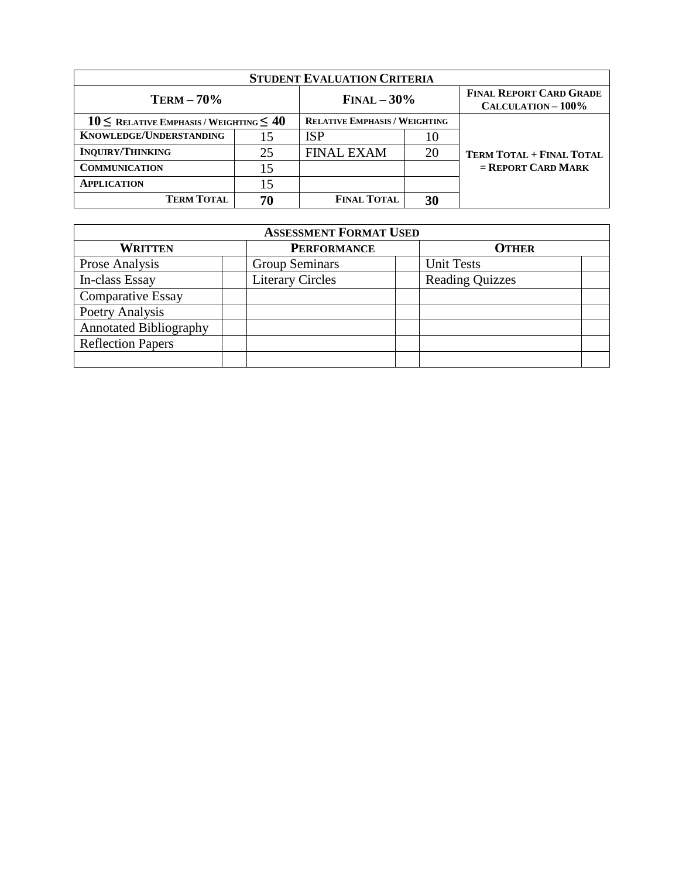| **STUDENT EVALUATION CRITERIA** | | | | |
|---|---|---|---|---|
| **TERM – 70%** | | **FINAL – 30%** | | **FINAL REPORT CARD GRADE CALCULATION – 100%** |
| **$10 \leq$ RELATIVE EMPHASIS / WEIGHTING $\leq 40$** | | **RELATIVE EMPHASIS / WEIGHTING** | | **TERM TOTAL + FINAL TOTAL = REPORT CARD MARK** |
| **KNOWLEDGE/UNDERSTANDING** | 15 | ISP | 10 | |
| **INQUIRY/THINKING** | 25 | FINAL EXAM | 20 | |
| **COMMUNICATION** | 15 | | | |
| **APPLICATION** | 15 | | | |
| **TERM TOTAL** | **70** | **FINAL TOTAL** | **30** | |

| **ASSESSMENT FORMAT USED** | | | | | |
|---|---|---|---|---|---|
| **WRITTEN** | | **PERFORMANCE** | | **OTHER** | |
| Prose Analysis | | Group Seminars | | Unit Tests | |
| In-class Essay | | Literary Circles | | Reading Quizzes | |
| Comparative Essay | | | | | |
| Poetry Analysis | | | | | |
| Annotated Bibliography | | | | | |
| Reflection Papers | | | | | |
| | | | | | |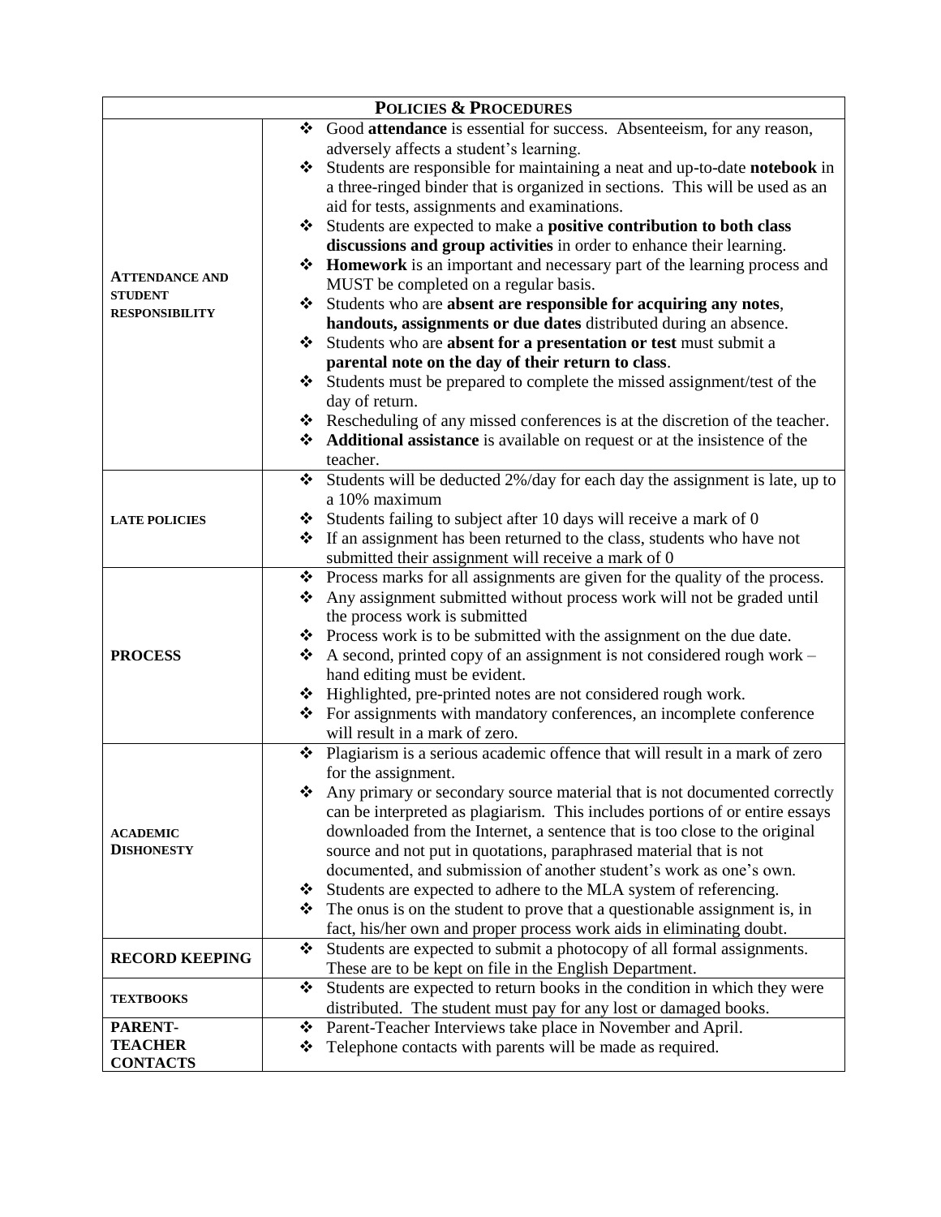| POLICIES & PROCEDURES | |
|---|---|
| **ATTENDANCE AND STUDENT RESPONSIBILITY** | ❖ Good **attendance** is essential for success. Absenteeism, for any reason, adversely affects a student's learning.<br>❖ Students are responsible for maintaining a neat and up-to-date **notebook** in a three-ringed binder that is organized in sections. This will be used as an aid for tests, assignments and examinations.<br>❖ Students are expected to make a **positive contribution to both class discussions and group activities** in order to enhance their learning.<br>❖ **Homework** is an important and necessary part of the learning process and MUST be completed on a regular basis.<br>❖ Students who are **absent are responsible for acquiring any notes, handouts, assignments or due dates** distributed during an absence.<br>❖ Students who are **absent for a presentation or test** must submit a **parental note on the day of their return to class**.<br>❖ Students must be prepared to complete the missed assignment/test of the day of return.<br>❖ Rescheduling of any missed conferences is at the discretion of the teacher.<br>❖ **Additional assistance** is available on request or at the insistence of the teacher. |
| **LATE POLICIES** | ❖ Students will be deducted 2%/day for each day the assignment is late, up to a 10% maximum<br>❖ Students failing to subject after 10 days will receive a mark of 0<br>❖ If an assignment has been returned to the class, students who have not submitted their assignment will receive a mark of 0 |
| **PROCESS** | ❖ Process marks for all assignments are given for the quality of the process.<br>❖ Any assignment submitted without process work will not be graded until the process work is submitted<br>❖ Process work is to be submitted with the assignment on the due date.<br>❖ A second, printed copy of an assignment is not considered rough work – hand editing must be evident.<br>❖ Highlighted, pre-printed notes are not considered rough work.<br>❖ For assignments with mandatory conferences, an incomplete conference will result in a mark of zero. |
| **ACADEMIC DISHONESTY** | ❖ Plagiarism is a serious academic offence that will result in a mark of zero for the assignment.<br>❖ Any primary or secondary source material that is not documented correctly can be interpreted as plagiarism. This includes portions of or entire essays downloaded from the Internet, a sentence that is too close to the original source and not put in quotations, paraphrased material that is not documented, and submission of another student's work as one's own.<br>❖ Students are expected to adhere to the MLA system of referencing.<br>❖ The onus is on the student to prove that a questionable assignment is, in fact, his/her own and proper process work aids in eliminating doubt. |
| **RECORD KEEPING** | ❖ Students are expected to submit a photocopy of all formal assignments. These are to be kept on file in the English Department. |
| **TEXTBOOKS** | ❖ Students are expected to return books in the condition in which they were distributed. The student must pay for any lost or damaged books. |
| **PARENT-TEACHER CONTACTS** | ❖ Parent-Teacher Interviews take place in November and April.<br>❖ Telephone contacts with parents will be made as required. |